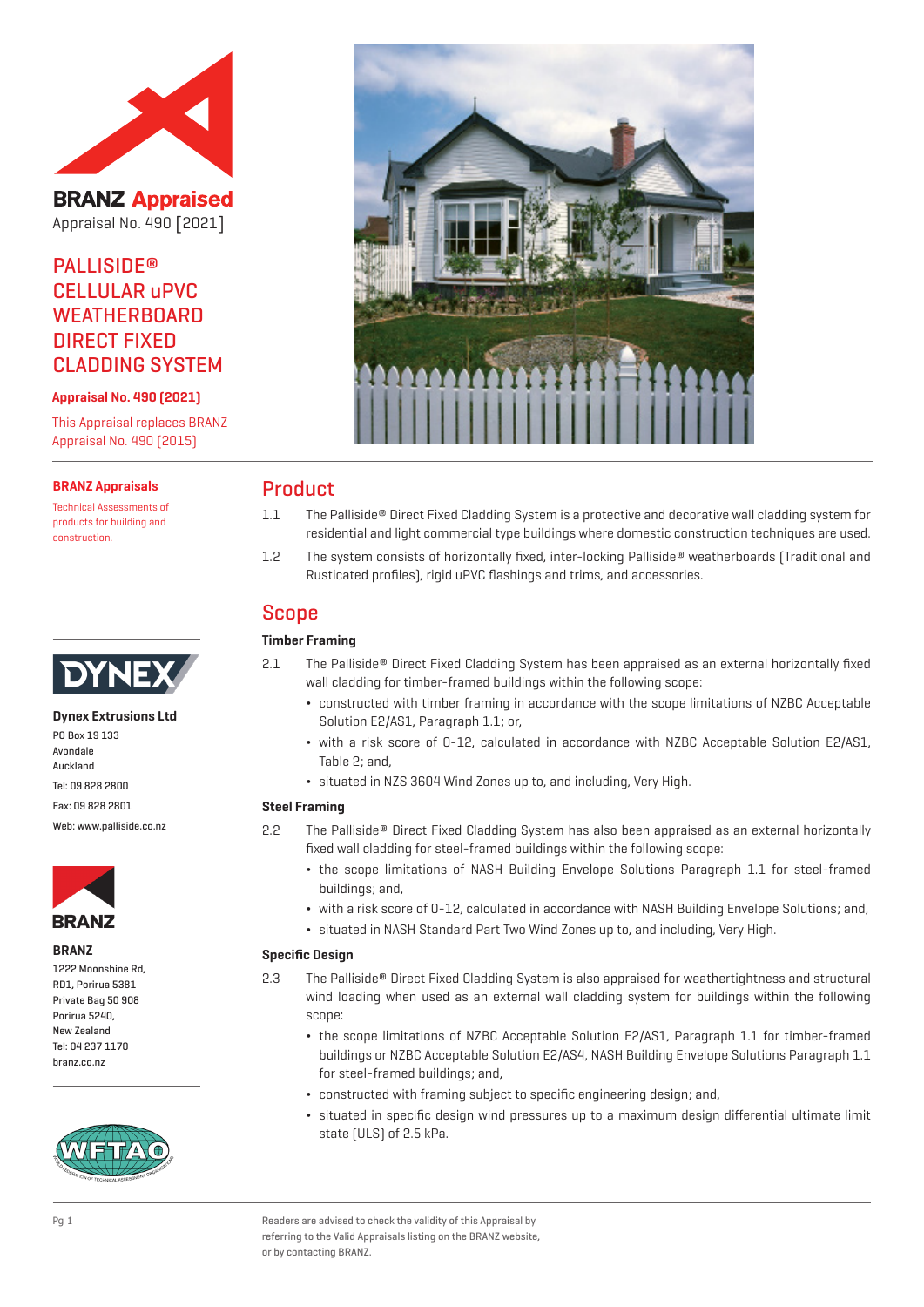# BRANZ Appraised

Appraisal No. 490 [2021]

## PALLISIDE® CELLULAR uPVC WEATHERBOARD DIRECT FIXED CLADDING SYSTEM

**Appraisal No. 490 (2021)**

This Appraisal replaces BRANZ Appraisal No. 490 (2015)

**BRANZ Appraisals**

Technical Assessments of products for building and construction.

**Dynex Extrusions Ltd**

PO Box 19 133
Avondale
Auckland

Tel: 09 828 2800

Fax: 09 828 2801

Web: www.palliside.co.nz

**BRANZ**

1222 Moonshine Rd,
RD1, Porirua 5381
Private Bag 50 908
Porirua 5240,
New Zealand
Tel: 04 237 1170
branz.co.nz

## Product

1.1 The Palliside® Direct Fixed Cladding System is a protective and decorative wall cladding system for residential and light commercial type buildings where domestic construction techniques are used.

1.2 The system consists of horizontally fixed, inter-locking Palliside® weatherboards (Traditional and Rusticated profiles), rigid uPVC flashings and trims, and accessories.

## Scope

### Timber Framing

2.1 The Palliside® Direct Fixed Cladding System has been appraised as an external horizontally fixed wall cladding for timber-framed buildings within the following scope:

- constructed with timber framing in accordance with the scope limitations of NZBC Acceptable Solution E2/AS1, Paragraph 1.1; or,
- with a risk score of 0-12, calculated in accordance with NZBC Acceptable Solution E2/AS1, Table 2; and,
- situated in NZS 3604 Wind Zones up to, and including, Very High.

### Steel Framing

2.2 The Palliside® Direct Fixed Cladding System has also been appraised as an external horizontally fixed wall cladding for steel-framed buildings within the following scope:

- the scope limitations of NASH Building Envelope Solutions Paragraph 1.1 for steel-framed buildings; and,
- with a risk score of 0-12, calculated in accordance with NASH Building Envelope Solutions; and,
- situated in NASH Standard Part Two Wind Zones up to, and including, Very High.

### Specific Design

2.3 The Palliside® Direct Fixed Cladding System is also appraised for weathertightness and structural wind loading when used as an external wall cladding system for buildings within the following scope:

- the scope limitations of NZBC Acceptable Solution E2/AS1, Paragraph 1.1 for timber-framed buildings or NZBC Acceptable Solution E2/AS4, NASH Building Envelope Solutions Paragraph 1.1 for steel-framed buildings; and,
- constructed with framing subject to specific engineering design; and,
- situated in specific design wind pressures up to a maximum design differential ultimate limit state (ULS) of 2.5 kPa.

Readers are advised to check the validity of this Appraisal by referring to the Valid Appraisals listing on the BRANZ website, or by contacting BRANZ.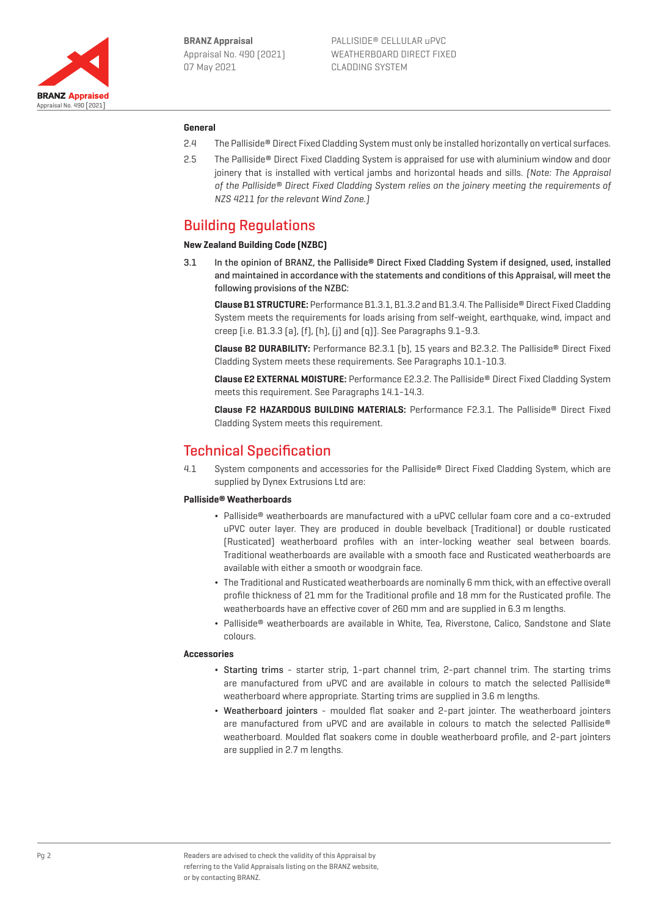### General

2.4 The Palliside® Direct Fixed Cladding System must only be installed horizontally on vertical surfaces.

2.5 The Palliside® Direct Fixed Cladding System is appraised for use with aluminium window and door joinery that is installed with vertical jambs and horizontal heads and sills. *(Note: The Appraisal of the Palliside® Direct Fixed Cladding System relies on the joinery meeting the requirements of NZS 4211 for the relevant Wind Zone.)*

## Building Regulations

### New Zealand Building Code (NZBC)

3.1 **In the opinion of BRANZ, the Palliside® Direct Fixed Cladding System if designed, used, installed and maintained in accordance with the statements and conditions of this Appraisal, will meet the following provisions of the NZBC:**

**Clause B1 STRUCTURE:** Performance B1.3.1, B1.3.2 and B1.3.4. The Palliside® Direct Fixed Cladding System meets the requirements for loads arising from self-weight, earthquake, wind, impact and creep [i.e. B1.3.3 (a), (f), (h), (j) and (q)]. See Paragraphs 9.1-9.3.

**Clause B2 DURABILITY:** Performance B2.3.1 (b), 15 years and B2.3.2. The Palliside® Direct Fixed Cladding System meets these requirements. See Paragraphs 10.1-10.3.

**Clause E2 EXTERNAL MOISTURE:** Performance E2.3.2. The Palliside® Direct Fixed Cladding System meets this requirement. See Paragraphs 14.1-14.3.

**Clause F2 HAZARDOUS BUILDING MATERIALS:** Performance F2.3.1. The Palliside® Direct Fixed Cladding System meets this requirement.

## Technical Specification

4.1 System components and accessories for the Palliside® Direct Fixed Cladding System, which are supplied by Dynex Extrusions Ltd are:

### Palliside® Weatherboards

- Palliside® weatherboards are manufactured with a uPVC cellular foam core and a co-extruded uPVC outer layer. They are produced in double bevelback (Traditional) or double rusticated (Rusticated) weatherboard profiles with an inter-locking weather seal between boards. Traditional weatherboards are available with a smooth face and Rusticated weatherboards are available with either a smooth or woodgrain face.
- The Traditional and Rusticated weatherboards are nominally 6 mm thick, with an effective overall profile thickness of 21 mm for the Traditional profile and 18 mm for the Rusticated profile. The weatherboards have an effective cover of 260 mm and are supplied in 6.3 m lengths.
- Palliside® weatherboards are available in White, Tea, Riverstone, Calico, Sandstone and Slate colours.

### Accessories

- Starting trims - starter strip, 1-part channel trim, 2-part channel trim. The starting trims are manufactured from uPVC and are available in colours to match the selected Palliside® weatherboard where appropriate. Starting trims are supplied in 3.6 m lengths.
- Weatherboard jointers - moulded flat soaker and 2-part jointer. The weatherboard jointers are manufactured from uPVC and are available in colours to match the selected Palliside® weatherboard. Moulded flat soakers come in double weatherboard profile, and 2-part jointers are supplied in 2.7 m lengths.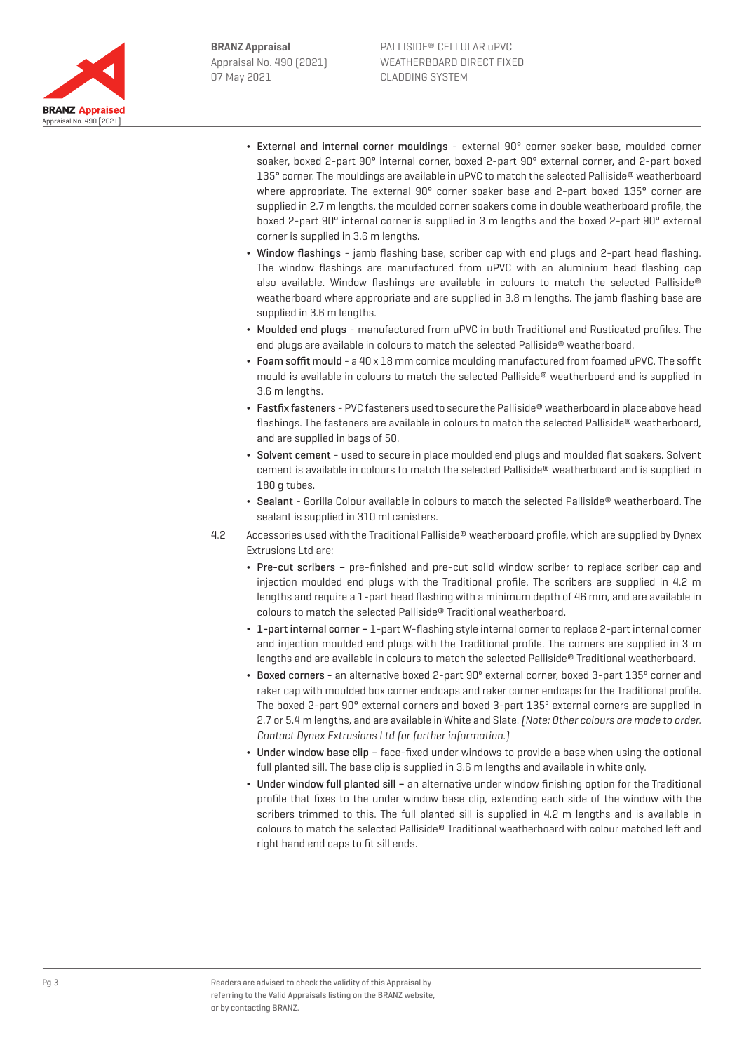- **External and internal corner mouldings** - external 90° corner soaker base, moulded corner soaker, boxed 2-part 90° internal corner, boxed 2-part 90° external corner, and 2-part boxed 135° corner. The mouldings are available in uPVC to match the selected Palliside® weatherboard where appropriate. The external 90° corner soaker base and 2-part boxed 135° corner are supplied in 2.7 m lengths, the moulded corner soakers come in double weatherboard profile, the boxed 2-part 90° internal corner is supplied in 3 m lengths and the boxed 2-part 90° external corner is supplied in 3.6 m lengths.
- **Window flashings** - jamb flashing base, scriber cap with end plugs and 2-part head flashing. The window flashings are manufactured from uPVC with an aluminium head flashing cap also available. Window flashings are available in colours to match the selected Palliside® weatherboard where appropriate and are supplied in 3.8 m lengths. The jamb flashing base are supplied in 3.6 m lengths.
- **Moulded end plugs** - manufactured from uPVC in both Traditional and Rusticated profiles. The end plugs are available in colours to match the selected Palliside® weatherboard.
- **Foam soffit mould** - a 40 x 18 mm cornice moulding manufactured from foamed uPVC. The soffit mould is available in colours to match the selected Palliside® weatherboard and is supplied in 3.6 m lengths.
- **Fastfix fasteners** - PVC fasteners used to secure the Palliside® weatherboard in place above head flashings. The fasteners are available in colours to match the selected Palliside® weatherboard, and are supplied in bags of 50.
- **Solvent cement** - used to secure in place moulded end plugs and moulded flat soakers. Solvent cement is available in colours to match the selected Palliside® weatherboard and is supplied in 180 g tubes.
- **Sealant** - Gorilla Colour available in colours to match the selected Palliside® weatherboard. The sealant is supplied in 310 ml canisters.

4.2 Accessories used with the Traditional Palliside® weatherboard profile, which are supplied by Dynex Extrusions Ltd are:

- **Pre-cut scribers** – pre-finished and pre-cut solid window scriber to replace scriber cap and injection moulded end plugs with the Traditional profile. The scribers are supplied in 4.2 m lengths and require a 1-part head flashing with a minimum depth of 46 mm, and are available in colours to match the selected Palliside® Traditional weatherboard.
- **1-part internal corner** – 1-part W-flashing style internal corner to replace 2-part internal corner and injection moulded end plugs with the Traditional profile. The corners are supplied in 3 m lengths and are available in colours to match the selected Palliside® Traditional weatherboard.
- **Boxed corners** - an alternative boxed 2-part 90° external corner, boxed 3-part 135° corner and raker cap with moulded box corner endcaps and raker corner endcaps for the Traditional profile. The boxed 2-part 90° external corners and boxed 3-part 135° external corners are supplied in 2.7 or 5.4 m lengths, and are available in White and Slate. *(Note: Other colours are made to order. Contact Dynex Extrusions Ltd for further information.)*
- **Under window base clip** – face-fixed under windows to provide a base when using the optional full planted sill. The base clip is supplied in 3.6 m lengths and available in white only.
- **Under window full planted sill** – an alternative under window finishing option for the Traditional profile that fixes to the under window base clip, extending each side of the window with the scribers trimmed to this. The full planted sill is supplied in 4.2 m lengths and is available in colours to match the selected Palliside® Traditional weatherboard with colour matched left and right hand end caps to fit sill ends.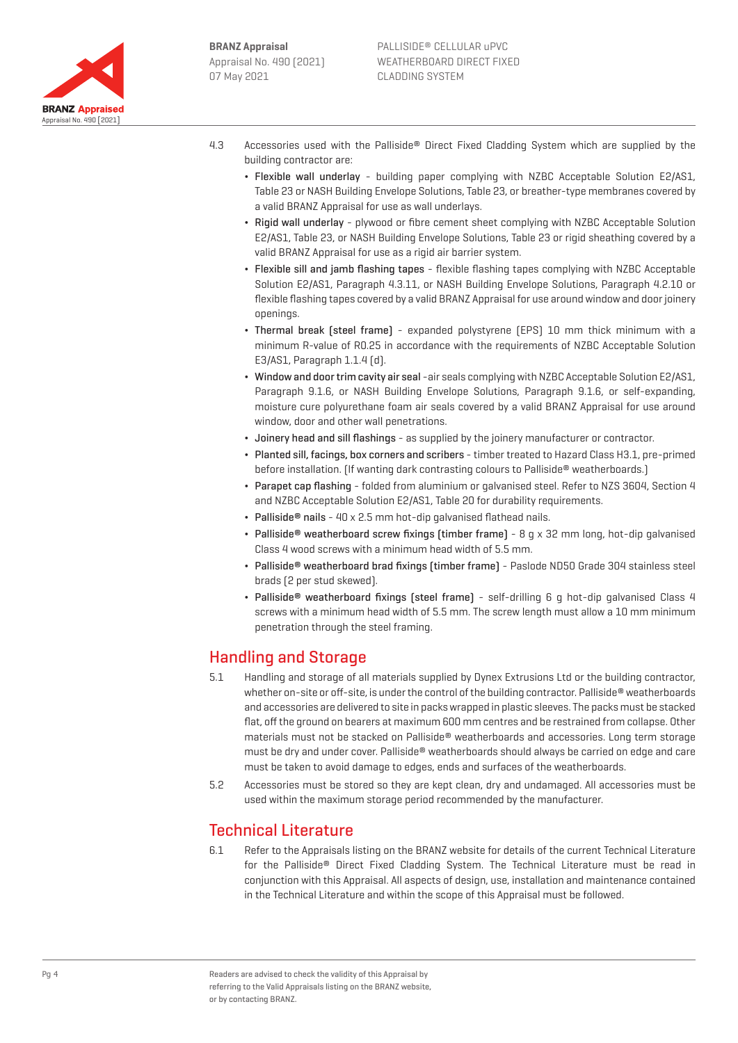4.3 Accessories used with the Palliside® Direct Fixed Cladding System which are supplied by the building contractor are:

- **Flexible wall underlay** - building paper complying with NZBC Acceptable Solution E2/AS1, Table 23 or NASH Building Envelope Solutions, Table 23, or breather-type membranes covered by a valid BRANZ Appraisal for use as wall underlays.
- **Rigid wall underlay** - plywood or fibre cement sheet complying with NZBC Acceptable Solution E2/AS1, Table 23, or NASH Building Envelope Solutions, Table 23 or rigid sheathing covered by a valid BRANZ Appraisal for use as a rigid air barrier system.
- **Flexible sill and jamb flashing tapes** - flexible flashing tapes complying with NZBC Acceptable Solution E2/AS1, Paragraph 4.3.11, or NASH Building Envelope Solutions, Paragraph 4.2.10 or flexible flashing tapes covered by a valid BRANZ Appraisal for use around window and door joinery openings.
- **Thermal break (steel frame)** - expanded polystyrene (EPS) 10 mm thick minimum with a minimum R-value of R0.25 in accordance with the requirements of NZBC Acceptable Solution E3/AS1, Paragraph 1.1.4 (d).
- **Window and door trim cavity air seal** -air seals complying with NZBC Acceptable Solution E2/AS1, Paragraph 9.1.6, or NASH Building Envelope Solutions, Paragraph 9.1.6, or self-expanding, moisture cure polyurethane foam air seals covered by a valid BRANZ Appraisal for use around window, door and other wall penetrations.
- **Joinery head and sill flashings** - as supplied by the joinery manufacturer or contractor.
- **Planted sill, facings, box corners and scribers** - timber treated to Hazard Class H3.1, pre-primed before installation. (If wanting dark contrasting colours to Palliside® weatherboards.)
- **Parapet cap flashing** - folded from aluminium or galvanised steel. Refer to NZS 3604, Section 4 and NZBC Acceptable Solution E2/AS1, Table 20 for durability requirements.
- **Palliside® nails** - 40 x 2.5 mm hot-dip galvanised flathead nails.
- **Palliside® weatherboard screw fixings (timber frame)** - 8 g x 32 mm long, hot-dip galvanised Class 4 wood screws with a minimum head width of 5.5 mm.
- **Palliside® weatherboard brad fixings (timber frame)** - Paslode ND50 Grade 304 stainless steel brads (2 per stud skewed).
- **Palliside® weatherboard fixings (steel frame)** - self-drilling 6 g hot-dip galvanised Class 4 screws with a minimum head width of 5.5 mm. The screw length must allow a 10 mm minimum penetration through the steel framing.

## Handling and Storage

5.1 Handling and storage of all materials supplied by Dynex Extrusions Ltd or the building contractor, whether on-site or off-site, is under the control of the building contractor. Palliside® weatherboards and accessories are delivered to site in packs wrapped in plastic sleeves. The packs must be stacked flat, off the ground on bearers at maximum 600 mm centres and be restrained from collapse. Other materials must not be stacked on Palliside® weatherboards and accessories. Long term storage must be dry and under cover. Palliside® weatherboards should always be carried on edge and care must be taken to avoid damage to edges, ends and surfaces of the weatherboards.

5.2 Accessories must be stored so they are kept clean, dry and undamaged. All accessories must be used within the maximum storage period recommended by the manufacturer.

## Technical Literature

6.1 Refer to the Appraisals listing on the BRANZ website for details of the current Technical Literature for the Palliside® Direct Fixed Cladding System. The Technical Literature must be read in conjunction with this Appraisal. All aspects of design, use, installation and maintenance contained in the Technical Literature and within the scope of this Appraisal must be followed.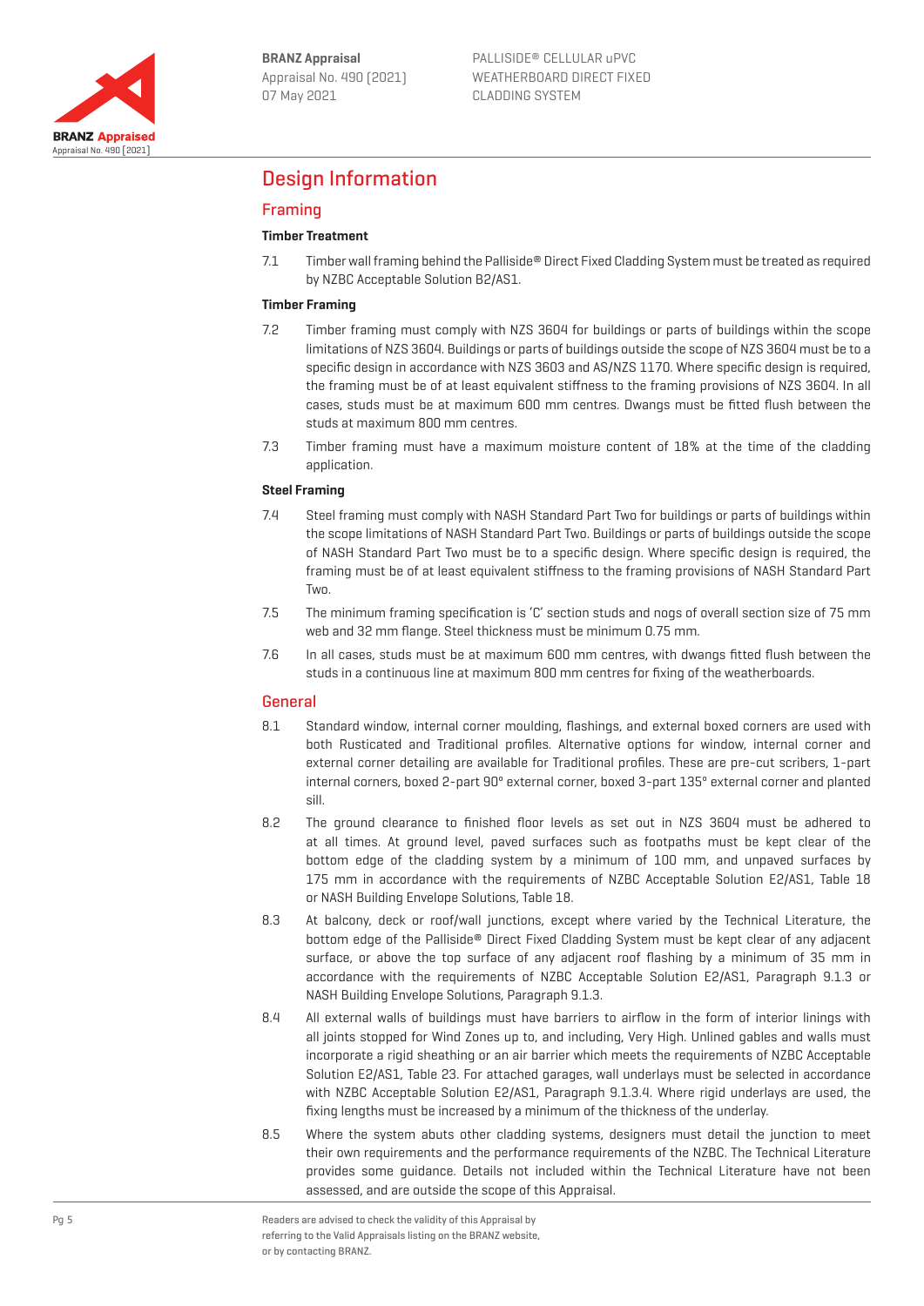# Design Information

## Framing

### Timber Treatment

7.1 Timber wall framing behind the Palliside® Direct Fixed Cladding System must be treated as required by NZBC Acceptable Solution B2/AS1.

### Timber Framing

7.2 Timber framing must comply with NZS 3604 for buildings or parts of buildings within the scope limitations of NZS 3604. Buildings or parts of buildings outside the scope of NZS 3604 must be to a specific design in accordance with NZS 3603 and AS/NZS 1170. Where specific design is required, the framing must be of at least equivalent stiffness to the framing provisions of NZS 3604. In all cases, studs must be at maximum 600 mm centres. Dwangs must be fitted flush between the studs at maximum 800 mm centres.

7.3 Timber framing must have a maximum moisture content of 18% at the time of the cladding application.

### Steel Framing

7.4 Steel framing must comply with NASH Standard Part Two for buildings or parts of buildings within the scope limitations of NASH Standard Part Two. Buildings or parts of buildings outside the scope of NASH Standard Part Two must be to a specific design. Where specific design is required, the framing must be of at least equivalent stiffness to the framing provisions of NASH Standard Part Two.

7.5 The minimum framing specification is 'C' section studs and nogs of overall section size of 75 mm web and 32 mm flange. Steel thickness must be minimum 0.75 mm.

7.6 In all cases, studs must be at maximum 600 mm centres, with dwangs fitted flush between the studs in a continuous line at maximum 800 mm centres for fixing of the weatherboards.

## General

8.1 Standard window, internal corner moulding, flashings, and external boxed corners are used with both Rusticated and Traditional profiles. Alternative options for window, internal corner and external corner detailing are available for Traditional profiles. These are pre-cut scribers, 1-part internal corners, boxed 2-part 90° external corner, boxed 3-part 135° external corner and planted sill.

8.2 The ground clearance to finished floor levels as set out in NZS 3604 must be adhered to at all times. At ground level, paved surfaces such as footpaths must be kept clear of the bottom edge of the cladding system by a minimum of 100 mm, and unpaved surfaces by 175 mm in accordance with the requirements of NZBC Acceptable Solution E2/AS1, Table 18 or NASH Building Envelope Solutions, Table 18.

8.3 At balcony, deck or roof/wall junctions, except where varied by the Technical Literature, the bottom edge of the Palliside® Direct Fixed Cladding System must be kept clear of any adjacent surface, or above the top surface of any adjacent roof flashing by a minimum of 35 mm in accordance with the requirements of NZBC Acceptable Solution E2/AS1, Paragraph 9.1.3 or NASH Building Envelope Solutions, Paragraph 9.1.3.

8.4 All external walls of buildings must have barriers to airflow in the form of interior linings with all joints stopped for Wind Zones up to, and including, Very High. Unlined gables and walls must incorporate a rigid sheathing or an air barrier which meets the requirements of NZBC Acceptable Solution E2/AS1, Table 23. For attached garages, wall underlays must be selected in accordance with NZBC Acceptable Solution E2/AS1, Paragraph 9.1.3.4. Where rigid underlays are used, the fixing lengths must be increased by a minimum of the thickness of the underlay.

8.5 Where the system abuts other cladding systems, designers must detail the junction to meet their own requirements and the performance requirements of the NZBC. The Technical Literature provides some guidance. Details not included within the Technical Literature have not been assessed, and are outside the scope of this Appraisal.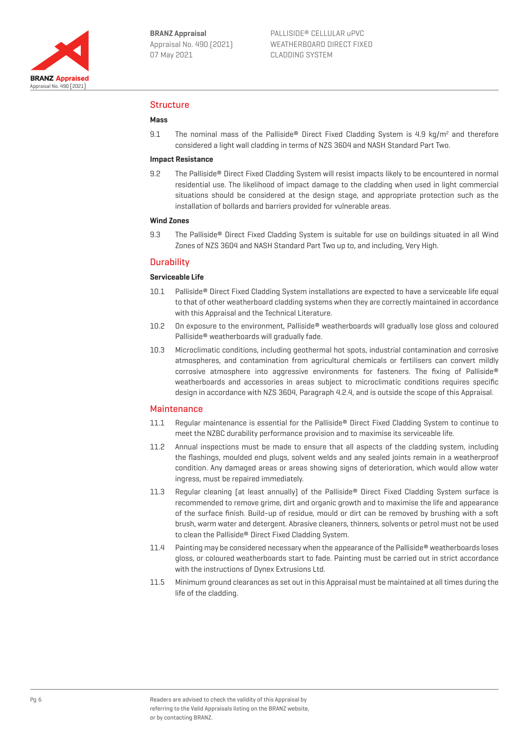## Structure

### Mass

9.1 The nominal mass of the Palliside® Direct Fixed Cladding System is 4.9 kg/m² and therefore considered a light wall cladding in terms of NZS 3604 and NASH Standard Part Two.

### Impact Resistance

9.2 The Palliside® Direct Fixed Cladding System will resist impacts likely to be encountered in normal residential use. The likelihood of impact damage to the cladding when used in light commercial situations should be considered at the design stage, and appropriate protection such as the installation of bollards and barriers provided for vulnerable areas.

### Wind Zones

9.3 The Palliside® Direct Fixed Cladding System is suitable for use on buildings situated in all Wind Zones of NZS 3604 and NASH Standard Part Two up to, and including, Very High.

## Durability

### Serviceable Life

10.1 Palliside® Direct Fixed Cladding System installations are expected to have a serviceable life equal to that of other weatherboard cladding systems when they are correctly maintained in accordance with this Appraisal and the Technical Literature.

10.2 On exposure to the environment, Palliside® weatherboards will gradually lose gloss and coloured Palliside® weatherboards will gradually fade.

10.3 Microclimatic conditions, including geothermal hot spots, industrial contamination and corrosive atmospheres, and contamination from agricultural chemicals or fertilisers can convert mildly corrosive atmosphere into aggressive environments for fasteners. The fixing of Palliside® weatherboards and accessories in areas subject to microclimatic conditions requires specific design in accordance with NZS 3604, Paragraph 4.2.4, and is outside the scope of this Appraisal.

## Maintenance

11.1 Regular maintenance is essential for the Palliside® Direct Fixed Cladding System to continue to meet the NZBC durability performance provision and to maximise its serviceable life.

11.2 Annual inspections must be made to ensure that all aspects of the cladding system, including the flashings, moulded end plugs, solvent welds and any sealed joints remain in a weatherproof condition. Any damaged areas or areas showing signs of deterioration, which would allow water ingress, must be repaired immediately.

11.3 Regular cleaning (at least annually) of the Palliside® Direct Fixed Cladding System surface is recommended to remove grime, dirt and organic growth and to maximise the life and appearance of the surface finish. Build-up of residue, mould or dirt can be removed by brushing with a soft brush, warm water and detergent. Abrasive cleaners, thinners, solvents or petrol must not be used to clean the Palliside® Direct Fixed Cladding System.

11.4 Painting may be considered necessary when the appearance of the Palliside® weatherboards loses gloss, or coloured weatherboards start to fade. Painting must be carried out in strict accordance with the instructions of Dynex Extrusions Ltd.

11.5 Minimum ground clearances as set out in this Appraisal must be maintained at all times during the life of the cladding.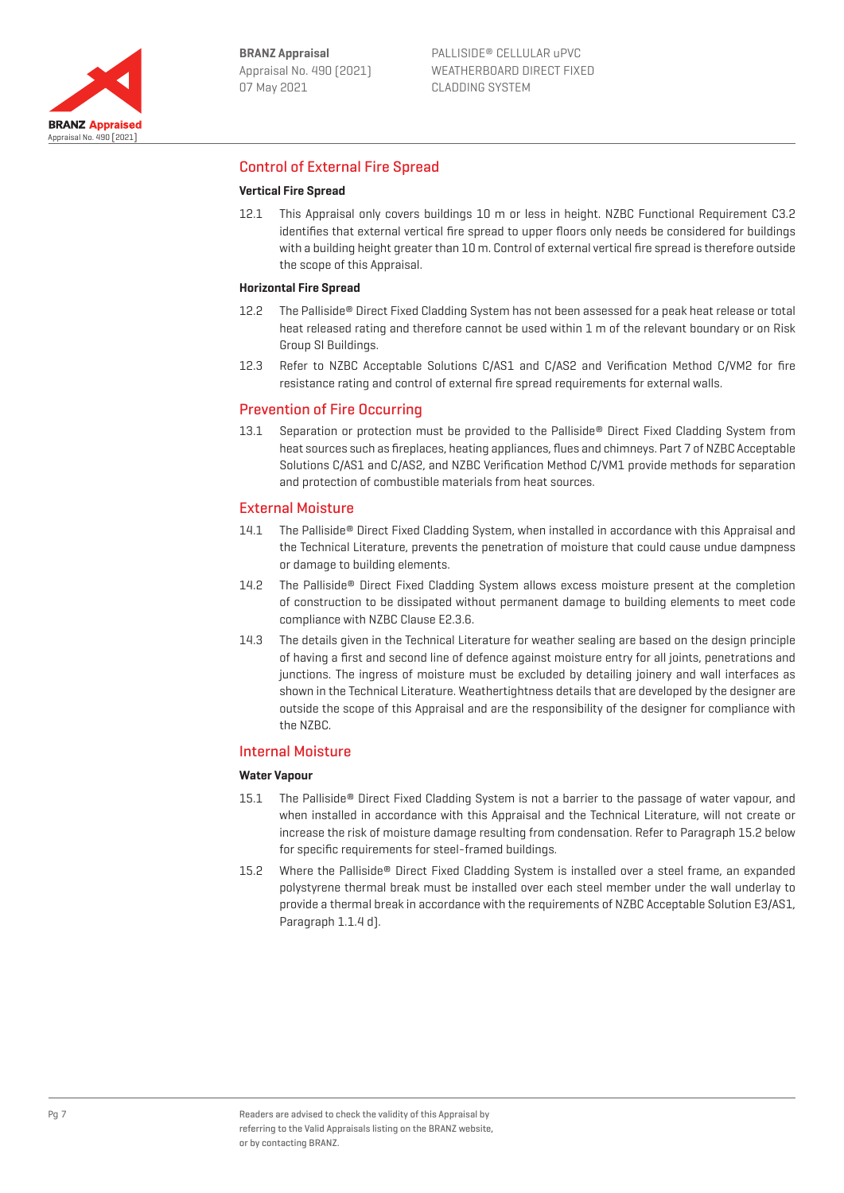## Control of External Fire Spread

### Vertical Fire Spread

12.1 This Appraisal only covers buildings 10 m or less in height. NZBC Functional Requirement C3.2 identifies that external vertical fire spread to upper floors only needs be considered for buildings with a building height greater than 10 m. Control of external vertical fire spread is therefore outside the scope of this Appraisal.

### Horizontal Fire Spread

12.2 The Palliside® Direct Fixed Cladding System has not been assessed for a peak heat release or total heat released rating and therefore cannot be used within 1 m of the relevant boundary or on Risk Group SI Buildings.

12.3 Refer to NZBC Acceptable Solutions C/AS1 and C/AS2 and Verification Method C/VM2 for fire resistance rating and control of external fire spread requirements for external walls.

## Prevention of Fire Occurring

13.1 Separation or protection must be provided to the Palliside® Direct Fixed Cladding System from heat sources such as fireplaces, heating appliances, flues and chimneys. Part 7 of NZBC Acceptable Solutions C/AS1 and C/AS2, and NZBC Verification Method C/VM1 provide methods for separation and protection of combustible materials from heat sources.

## External Moisture

14.1 The Palliside® Direct Fixed Cladding System, when installed in accordance with this Appraisal and the Technical Literature, prevents the penetration of moisture that could cause undue dampness or damage to building elements.

14.2 The Palliside® Direct Fixed Cladding System allows excess moisture present at the completion of construction to be dissipated without permanent damage to building elements to meet code compliance with NZBC Clause E2.3.6.

14.3 The details given in the Technical Literature for weather sealing are based on the design principle of having a first and second line of defence against moisture entry for all joints, penetrations and junctions. The ingress of moisture must be excluded by detailing joinery and wall interfaces as shown in the Technical Literature. Weathertightness details that are developed by the designer are outside the scope of this Appraisal and are the responsibility of the designer for compliance with the NZBC.

## Internal Moisture

### Water Vapour

15.1 The Palliside® Direct Fixed Cladding System is not a barrier to the passage of water vapour, and when installed in accordance with this Appraisal and the Technical Literature, will not create or increase the risk of moisture damage resulting from condensation. Refer to Paragraph 15.2 below for specific requirements for steel-framed buildings.

15.2 Where the Palliside® Direct Fixed Cladding System is installed over a steel frame, an expanded polystyrene thermal break must be installed over each steel member under the wall underlay to provide a thermal break in accordance with the requirements of NZBC Acceptable Solution E3/AS1, Paragraph 1.1.4 d).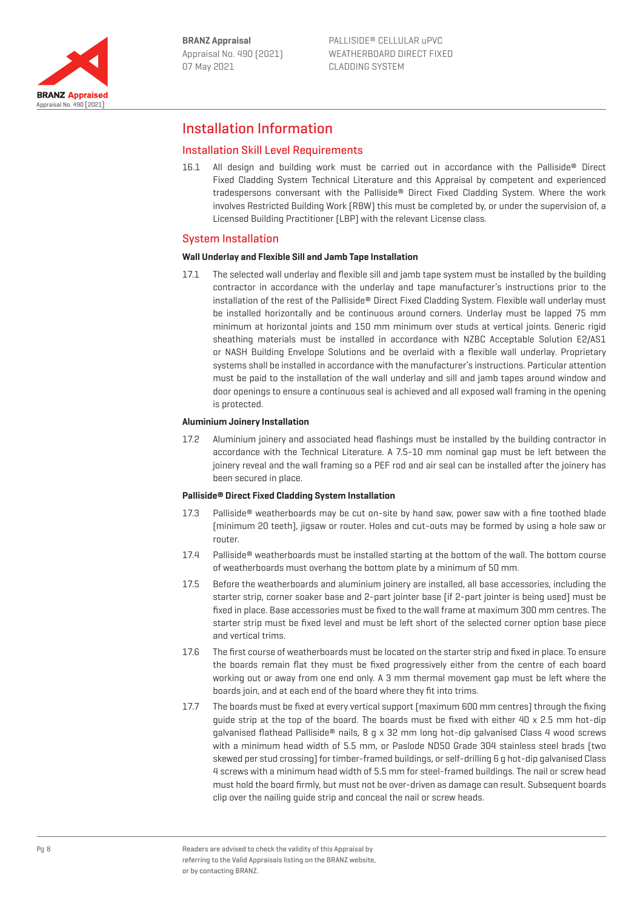# Installation Information

## Installation Skill Level Requirements

16.1 All design and building work must be carried out in accordance with the Palliside® Direct Fixed Cladding System Technical Literature and this Appraisal by competent and experienced tradespersons conversant with the Palliside® Direct Fixed Cladding System. Where the work involves Restricted Building Work (RBW) this must be completed by, or under the supervision of, a Licensed Building Practitioner (LBP) with the relevant License class.

## System Installation

**Wall Underlay and Flexible Sill and Jamb Tape Installation**

17.1 The selected wall underlay and flexible sill and jamb tape system must be installed by the building contractor in accordance with the underlay and tape manufacturer's instructions prior to the installation of the rest of the Palliside® Direct Fixed Cladding System. Flexible wall underlay must be installed horizontally and be continuous around corners. Underlay must be lapped 75 mm minimum at horizontal joints and 150 mm minimum over studs at vertical joints. Generic rigid sheathing materials must be installed in accordance with NZBC Acceptable Solution E2/AS1 or NASH Building Envelope Solutions and be overlaid with a flexible wall underlay. Proprietary systems shall be installed in accordance with the manufacturer's instructions. Particular attention must be paid to the installation of the wall underlay and sill and jamb tapes around window and door openings to ensure a continuous seal is achieved and all exposed wall framing in the opening is protected.

**Aluminium Joinery Installation**

17.2 Aluminium joinery and associated head flashings must be installed by the building contractor in accordance with the Technical Literature. A 7.5-10 mm nominal gap must be left between the joinery reveal and the wall framing so a PEF rod and air seal can be installed after the joinery has been secured in place.

**Palliside® Direct Fixed Cladding System Installation**

17.3 Palliside® weatherboards may be cut on-site by hand saw, power saw with a fine toothed blade (minimum 20 teeth), jigsaw or router. Holes and cut-outs may be formed by using a hole saw or router.

17.4 Palliside® weatherboards must be installed starting at the bottom of the wall. The bottom course of weatherboards must overhang the bottom plate by a minimum of 50 mm.

17.5 Before the weatherboards and aluminium joinery are installed, all base accessories, including the starter strip, corner soaker base and 2-part jointer base (if 2-part jointer is being used) must be fixed in place. Base accessories must be fixed to the wall frame at maximum 300 mm centres. The starter strip must be fixed level and must be left short of the selected corner option base piece and vertical trims.

17.6 The first course of weatherboards must be located on the starter strip and fixed in place. To ensure the boards remain flat they must be fixed progressively either from the centre of each board working out or away from one end only. A 3 mm thermal movement gap must be left where the boards join, and at each end of the board where they fit into trims.

17.7 The boards must be fixed at every vertical support (maximum 600 mm centres) through the fixing guide strip at the top of the board. The boards must be fixed with either 40 x 2.5 mm hot-dip galvanised flathead Palliside® nails, 8 g x 32 mm long hot-dip galvanised Class 4 wood screws with a minimum head width of 5.5 mm, or Paslode ND50 Grade 304 stainless steel brads (two skewed per stud crossing) for timber-framed buildings, or self-drilling 6 g hot-dip galvanised Class 4 screws with a minimum head width of 5.5 mm for steel-framed buildings. The nail or screw head must hold the board firmly, but must not be over-driven as damage can result. Subsequent boards clip over the nailing guide strip and conceal the nail or screw heads.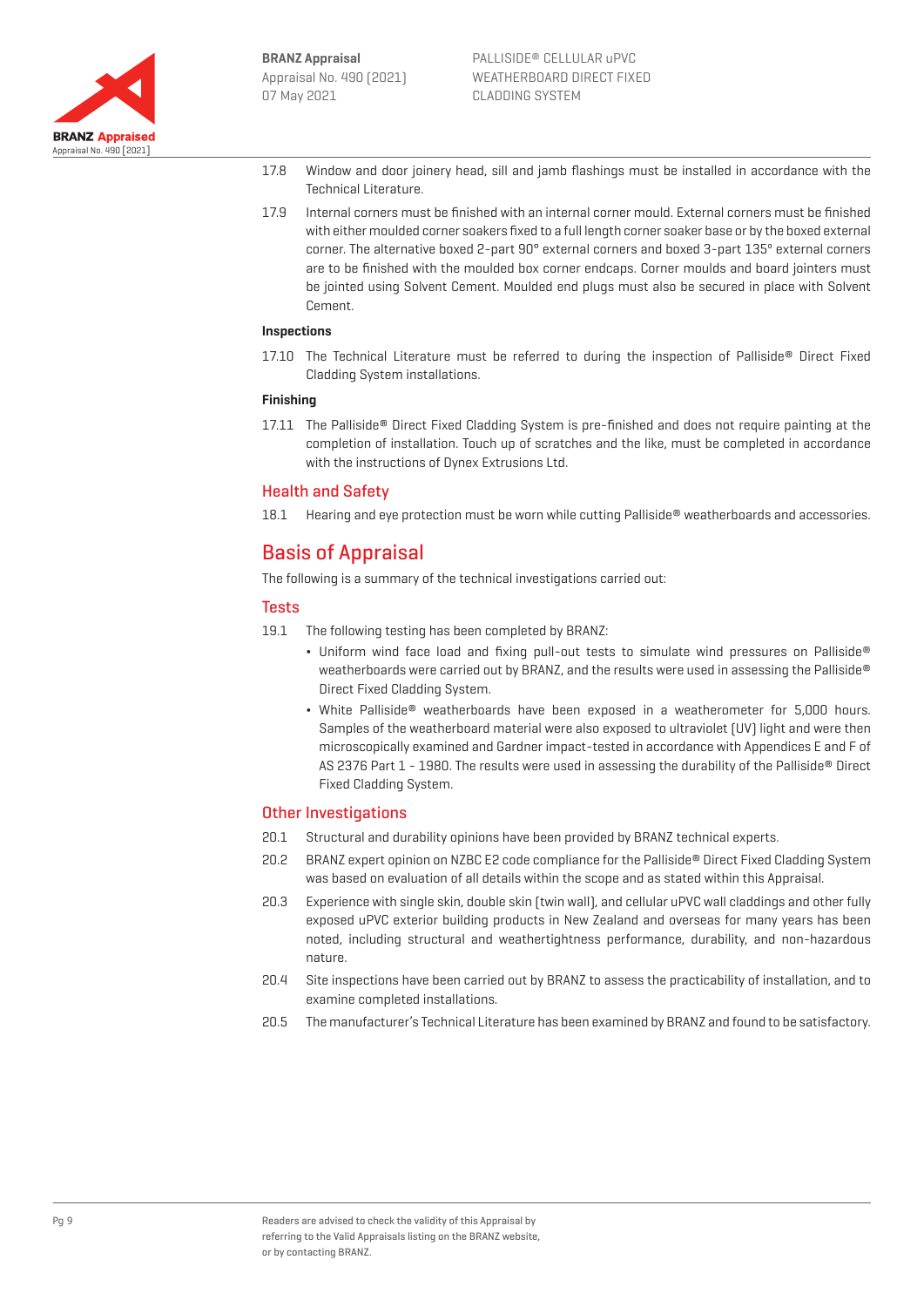17.8 Window and door joinery head, sill and jamb flashings must be installed in accordance with the Technical Literature.

17.9 Internal corners must be finished with an internal corner mould. External corners must be finished with either moulded corner soakers fixed to a full length corner soaker base or by the boxed external corner. The alternative boxed 2-part 90° external corners and boxed 3-part 135° external corners are to be finished with the moulded box corner endcaps. Corner moulds and board jointers must be jointed using Solvent Cement. Moulded end plugs must also be secured in place with Solvent Cement.

**Inspections**

17.10 The Technical Literature must be referred to during the inspection of Palliside® Direct Fixed Cladding System installations.

**Finishing**

17.11 The Palliside® Direct Fixed Cladding System is pre-finished and does not require painting at the completion of installation. Touch up of scratches and the like, must be completed in accordance with the instructions of Dynex Extrusions Ltd.

## Health and Safety

18.1 Hearing and eye protection must be worn while cutting Palliside® weatherboards and accessories.

# Basis of Appraisal

The following is a summary of the technical investigations carried out:

## Tests

19.1 The following testing has been completed by BRANZ:

- Uniform wind face load and fixing pull-out tests to simulate wind pressures on Palliside® weatherboards were carried out by BRANZ, and the results were used in assessing the Palliside® Direct Fixed Cladding System.
- White Palliside® weatherboards have been exposed in a weatherometer for 5,000 hours. Samples of the weatherboard material were also exposed to ultraviolet (UV) light and were then microscopically examined and Gardner impact-tested in accordance with Appendices E and F of AS 2376 Part 1 - 1980. The results were used in assessing the durability of the Palliside® Direct Fixed Cladding System.

## Other Investigations

20.1 Structural and durability opinions have been provided by BRANZ technical experts.

20.2 BRANZ expert opinion on NZBC E2 code compliance for the Palliside® Direct Fixed Cladding System was based on evaluation of all details within the scope and as stated within this Appraisal.

20.3 Experience with single skin, double skin (twin wall), and cellular uPVC wall claddings and other fully exposed uPVC exterior building products in New Zealand and overseas for many years has been noted, including structural and weathertightness performance, durability, and non-hazardous nature.

20.4 Site inspections have been carried out by BRANZ to assess the practicability of installation, and to examine completed installations.

20.5 The manufacturer's Technical Literature has been examined by BRANZ and found to be satisfactory.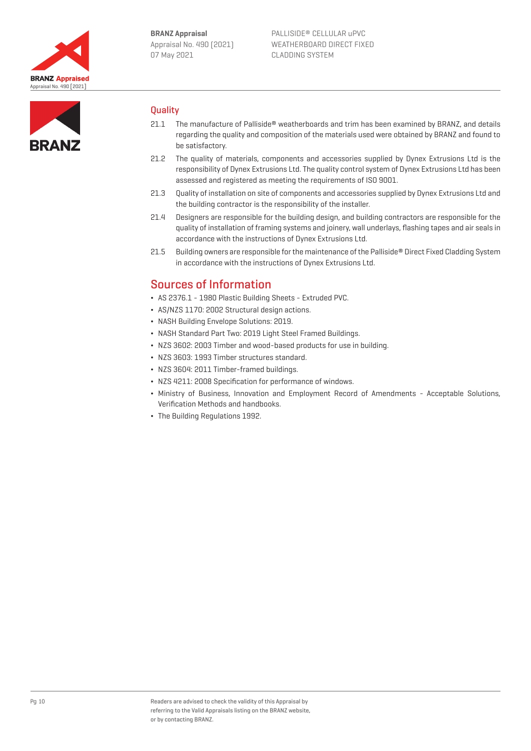## Quality

21.1 The manufacture of Palliside® weatherboards and trim has been examined by BRANZ, and details regarding the quality and composition of the materials used were obtained by BRANZ and found to be satisfactory.

21.2 The quality of materials, components and accessories supplied by Dynex Extrusions Ltd is the responsibility of Dynex Extrusions Ltd. The quality control system of Dynex Extrusions Ltd has been assessed and registered as meeting the requirements of ISO 9001.

21.3 Quality of installation on site of components and accessories supplied by Dynex Extrusions Ltd and the building contractor is the responsibility of the installer.

21.4 Designers are responsible for the building design, and building contractors are responsible for the quality of installation of framing systems and joinery, wall underlays, flashing tapes and air seals in accordance with the instructions of Dynex Extrusions Ltd.

21.5 Building owners are responsible for the maintenance of the Palliside® Direct Fixed Cladding System in accordance with the instructions of Dynex Extrusions Ltd.

# Sources of Information

- AS 2376.1 - 1980 Plastic Building Sheets - Extruded PVC.
- AS/NZS 1170: 2002 Structural design actions.
- NASH Building Envelope Solutions: 2019.
- NASH Standard Part Two: 2019 Light Steel Framed Buildings.
- NZS 3602: 2003 Timber and wood-based products for use in building.
- NZS 3603: 1993 Timber structures standard.
- NZS 3604: 2011 Timber-framed buildings.
- NZS 4211: 2008 Specification for performance of windows.
- Ministry of Business, Innovation and Employment Record of Amendments - Acceptable Solutions, Verification Methods and handbooks.
- The Building Regulations 1992.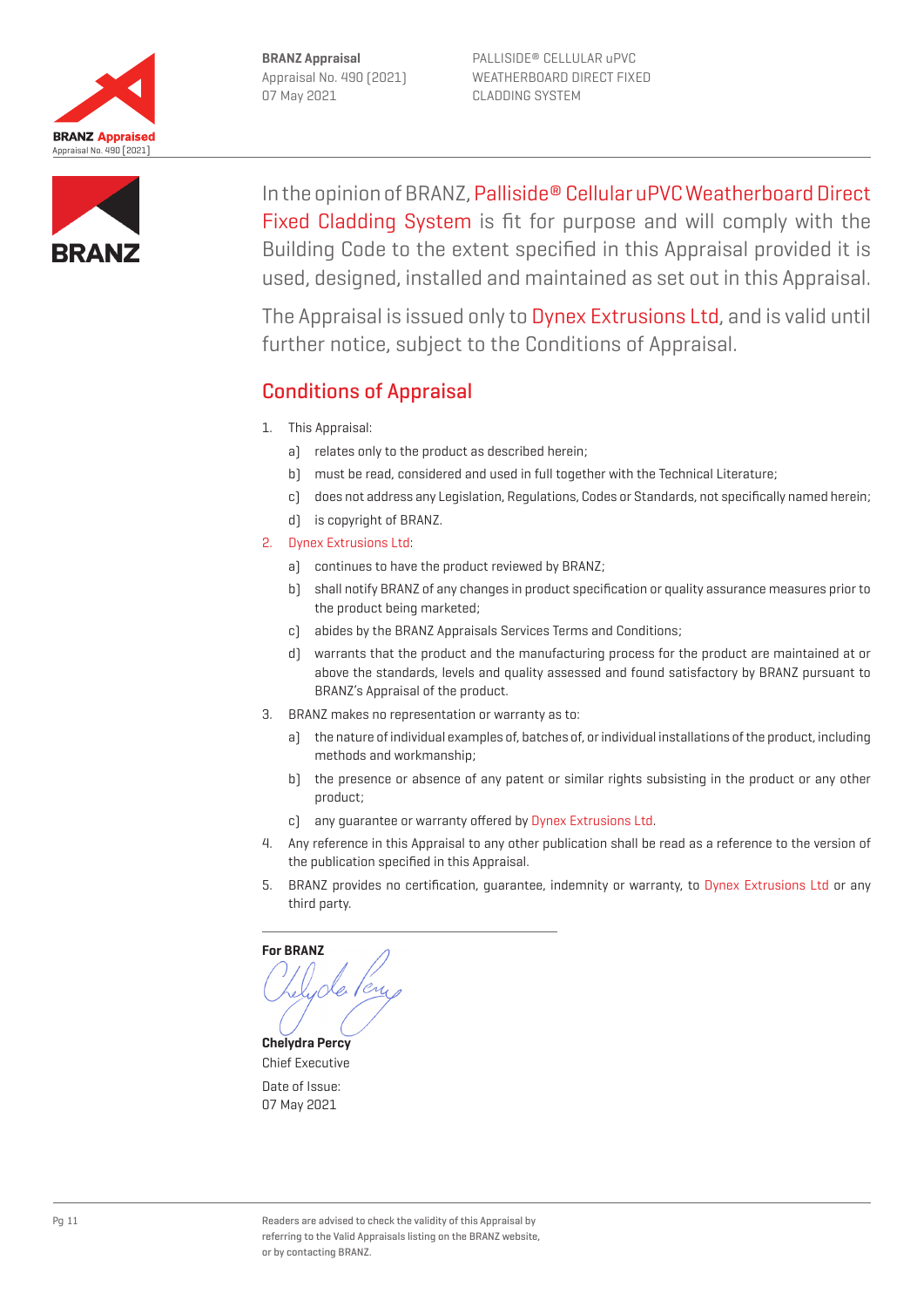In the opinion of BRANZ, Palliside® Cellular uPVC Weatherboard Direct Fixed Cladding System is fit for purpose and will comply with the Building Code to the extent specified in this Appraisal provided it is used, designed, installed and maintained as set out in this Appraisal.

The Appraisal is issued only to Dynex Extrusions Ltd, and is valid until further notice, subject to the Conditions of Appraisal.

## Conditions of Appraisal

1. This Appraisal:
   a) relates only to the product as described herein;
   b) must be read, considered and used in full together with the Technical Literature;
   c) does not address any Legislation, Regulations, Codes or Standards, not specifically named herein;
   d) is copyright of BRANZ.
2. Dynex Extrusions Ltd:
   a) continues to have the product reviewed by BRANZ;
   b) shall notify BRANZ of any changes in product specification or quality assurance measures prior to the product being marketed;
   c) abides by the BRANZ Appraisals Services Terms and Conditions;
   d) warrants that the product and the manufacturing process for the product are maintained at or above the standards, levels and quality assessed and found satisfactory by BRANZ pursuant to BRANZ's Appraisal of the product.
3. BRANZ makes no representation or warranty as to:
   a) the nature of individual examples of, batches of, or individual installations of the product, including methods and workmanship;
   b) the presence or absence of any patent or similar rights subsisting in the product or any other product;
   c) any guarantee or warranty offered by Dynex Extrusions Ltd.
4. Any reference in this Appraisal to any other publication shall be read as a reference to the version of the publication specified in this Appraisal.
5. BRANZ provides no certification, guarantee, indemnity or warranty, to Dynex Extrusions Ltd or any third party.

**For BRANZ**

**Chelydra Percy**
Chief Executive

Date of Issue:
07 May 2021

Readers are advised to check the validity of this Appraisal by referring to the Valid Appraisals listing on the BRANZ website, or by contacting BRANZ.